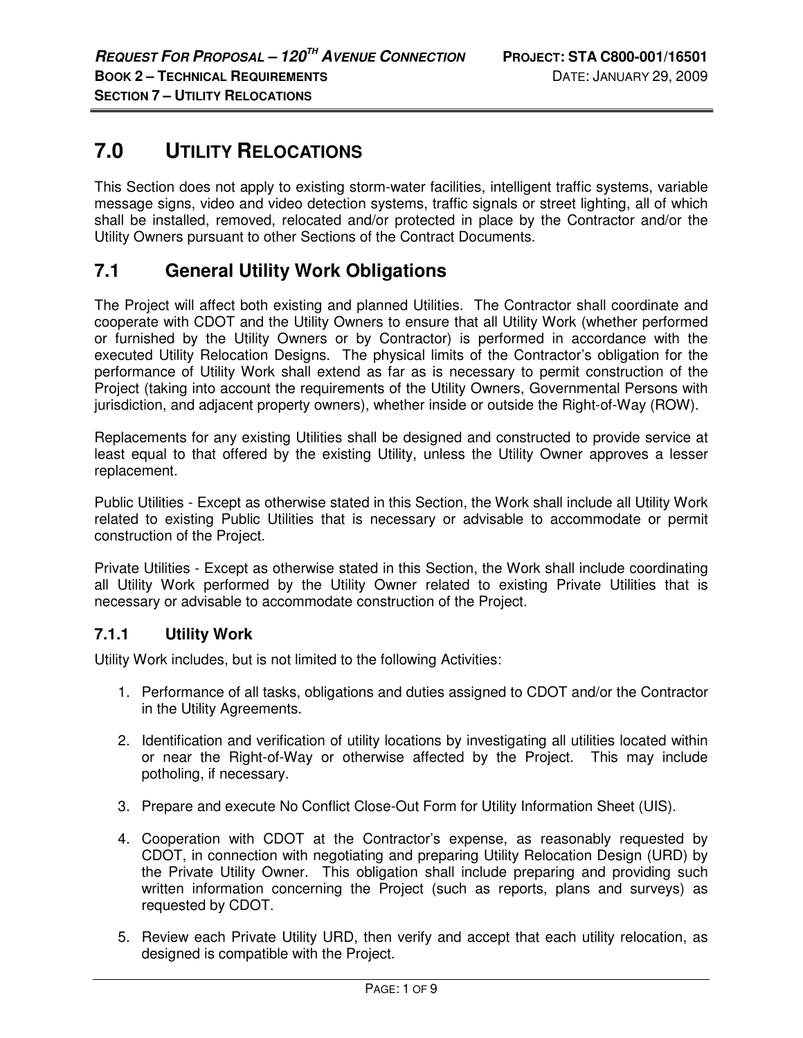# 7.0 UTILITY RELOCATIONS

This Section does not apply to existing storm-water facilities, intelligent traffic systems, variable message signs, video and video detection systems, traffic signals or street lighting, all of which shall be installed, removed, relocated and/or protected in place by the Contractor and/or the Utility Owners pursuant to other Sections of the Contract Documents.

## 7.1 General Utility Work Obligations

The Project will affect both existing and planned Utilities. The Contractor shall coordinate and cooperate with CDOT and the Utility Owners to ensure that all Utility Work (whether performed or furnished by the Utility Owners or by Contractor) is performed in accordance with the executed Utility Relocation Designs. The physical limits of the Contractor's obligation for the performance of Utility Work shall extend as far as is necessary to permit construction of the Project (taking into account the requirements of the Utility Owners, Governmental Persons with jurisdiction, and adjacent property owners), whether inside or outside the Right-of-Way (ROW).

Replacements for any existing Utilities shall be designed and constructed to provide service at least equal to that offered by the existing Utility, unless the Utility Owner approves a lesser replacement.

Public Utilities - Except as otherwise stated in this Section, the Work shall include all Utility Work related to existing Public Utilities that is necessary or advisable to accommodate or permit construction of the Project.

Private Utilities - Except as otherwise stated in this Section, the Work shall include coordinating all Utility Work performed by the Utility Owner related to existing Private Utilities that is necessary or advisable to accommodate construction of the Project.

### 7.1.1 Utility Work

Utility Work includes, but is not limited to the following Activities:

1. Performance of all tasks, obligations and duties assigned to CDOT and/or the Contractor in the Utility Agreements.
2. Identification and verification of utility locations by investigating all utilities located within or near the Right-of-Way or otherwise affected by the Project. This may include potholing, if necessary.
3. Prepare and execute No Conflict Close-Out Form for Utility Information Sheet (UIS).
4. Cooperation with CDOT at the Contractor's expense, as reasonably requested by CDOT, in connection with negotiating and preparing Utility Relocation Design (URD) by the Private Utility Owner. This obligation shall include preparing and providing such written information concerning the Project (such as reports, plans and surveys) as requested by CDOT.
5. Review each Private Utility URD, then verify and accept that each utility relocation, as designed is compatible with the Project.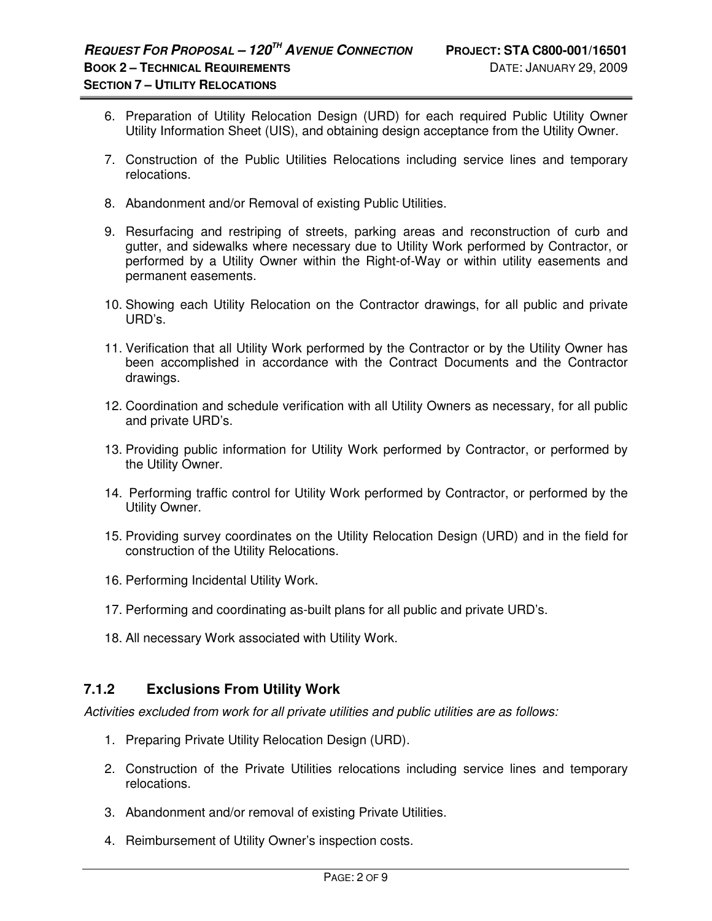6. Preparation of Utility Relocation Design (URD) for each required Public Utility Owner Utility Information Sheet (UIS), and obtaining design acceptance from the Utility Owner.

7. Construction of the Public Utilities Relocations including service lines and temporary relocations.

8. Abandonment and/or Removal of existing Public Utilities.

9. Resurfacing and restriping of streets, parking areas and reconstruction of curb and gutter, and sidewalks where necessary due to Utility Work performed by Contractor, or performed by a Utility Owner within the Right-of-Way or within utility easements and permanent easements.

10. Showing each Utility Relocation on the Contractor drawings, for all public and private URD's.

11. Verification that all Utility Work performed by the Contractor or by the Utility Owner has been accomplished in accordance with the Contract Documents and the Contractor drawings.

12. Coordination and schedule verification with all Utility Owners as necessary, for all public and private URD's.

13. Providing public information for Utility Work performed by Contractor, or performed by the Utility Owner.

14. Performing traffic control for Utility Work performed by Contractor, or performed by the Utility Owner.

15. Providing survey coordinates on the Utility Relocation Design (URD) and in the field for construction of the Utility Relocations.

16. Performing Incidental Utility Work.

17. Performing and coordinating as-built plans for all public and private URD's.

18. All necessary Work associated with Utility Work.

### 7.1.2 Exclusions From Utility Work

*Activities excluded from work for all private utilities and public utilities are as follows:*

1. Preparing Private Utility Relocation Design (URD).

2. Construction of the Private Utilities relocations including service lines and temporary relocations.

3. Abandonment and/or removal of existing Private Utilities.

4. Reimbursement of Utility Owner's inspection costs.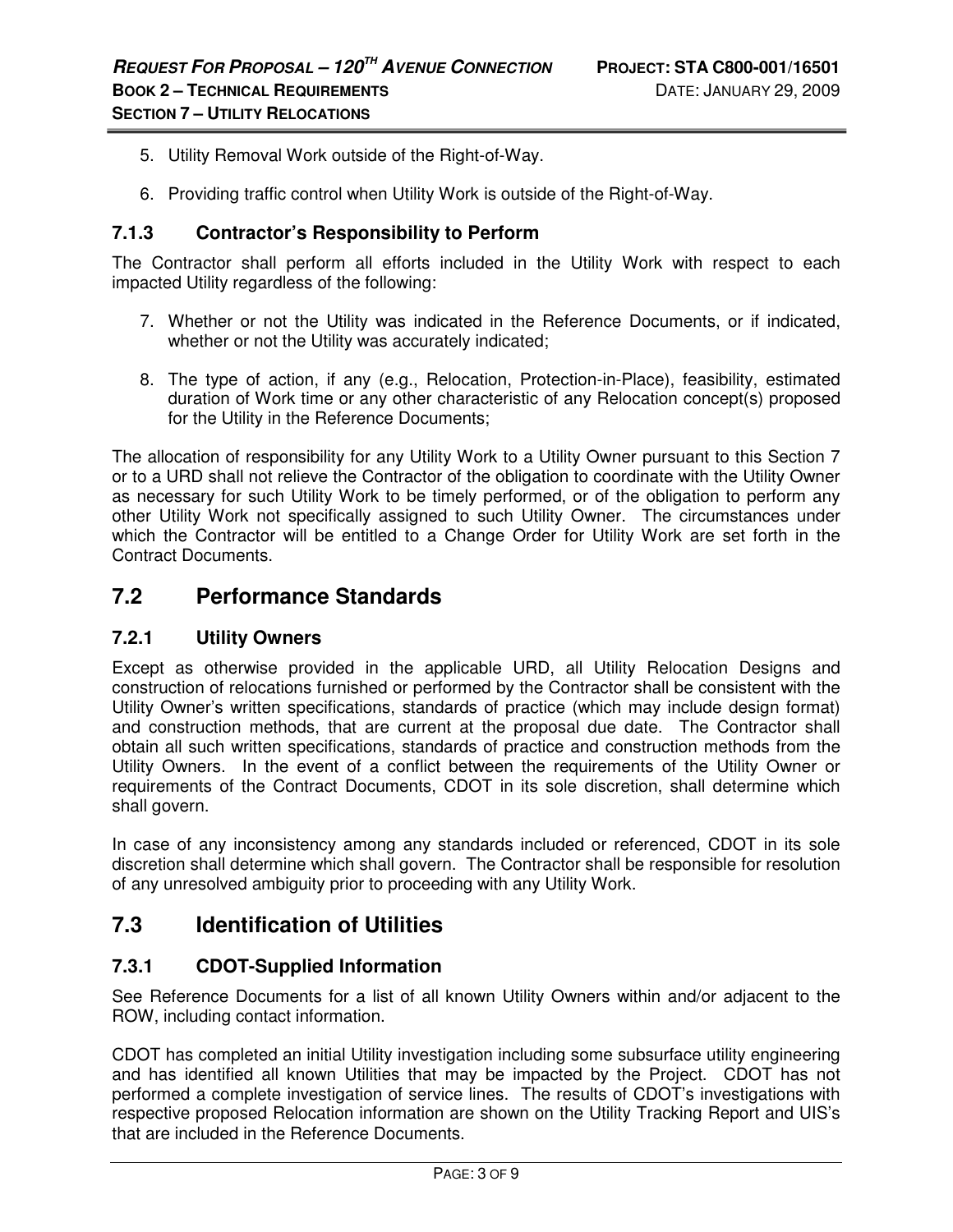5. Utility Removal Work outside of the Right-of-Way.

6. Providing traffic control when Utility Work is outside of the Right-of-Way.

### 7.1.3 Contractor's Responsibility to Perform

The Contractor shall perform all efforts included in the Utility Work with respect to each impacted Utility regardless of the following:

7. Whether or not the Utility was indicated in the Reference Documents, or if indicated, whether or not the Utility was accurately indicated;

8. The type of action, if any (e.g., Relocation, Protection-in-Place), feasibility, estimated duration of Work time or any other characteristic of any Relocation concept(s) proposed for the Utility in the Reference Documents;

The allocation of responsibility for any Utility Work to a Utility Owner pursuant to this Section 7 or to a URD shall not relieve the Contractor of the obligation to coordinate with the Utility Owner as necessary for such Utility Work to be timely performed, or of the obligation to perform any other Utility Work not specifically assigned to such Utility Owner. The circumstances under which the Contractor will be entitled to a Change Order for Utility Work are set forth in the Contract Documents.

## 7.2 Performance Standards

### 7.2.1 Utility Owners

Except as otherwise provided in the applicable URD, all Utility Relocation Designs and construction of relocations furnished or performed by the Contractor shall be consistent with the Utility Owner's written specifications, standards of practice (which may include design format) and construction methods, that are current at the proposal due date. The Contractor shall obtain all such written specifications, standards of practice and construction methods from the Utility Owners. In the event of a conflict between the requirements of the Utility Owner or requirements of the Contract Documents, CDOT in its sole discretion, shall determine which shall govern.

In case of any inconsistency among any standards included or referenced, CDOT in its sole discretion shall determine which shall govern. The Contractor shall be responsible for resolution of any unresolved ambiguity prior to proceeding with any Utility Work.

## 7.3 Identification of Utilities

### 7.3.1 CDOT-Supplied Information

See Reference Documents for a list of all known Utility Owners within and/or adjacent to the ROW, including contact information.

CDOT has completed an initial Utility investigation including some subsurface utility engineering and has identified all known Utilities that may be impacted by the Project. CDOT has not performed a complete investigation of service lines. The results of CDOT's investigations with respective proposed Relocation information are shown on the Utility Tracking Report and UIS's that are included in the Reference Documents.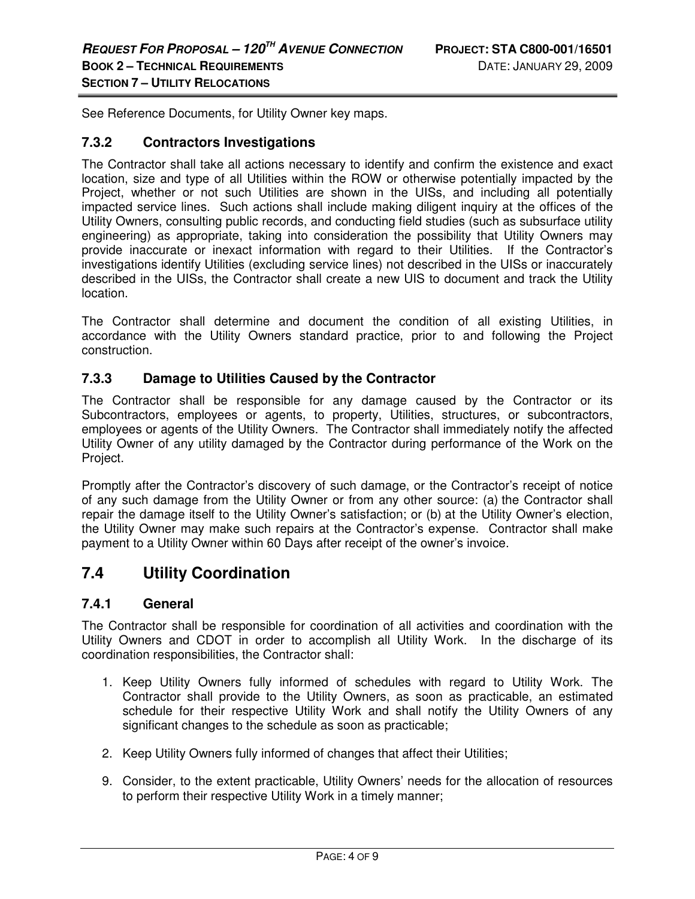See Reference Documents, for Utility Owner key maps.

### 7.3.2 Contractors Investigations

The Contractor shall take all actions necessary to identify and confirm the existence and exact location, size and type of all Utilities within the ROW or otherwise potentially impacted by the Project, whether or not such Utilities are shown in the UISs, and including all potentially impacted service lines. Such actions shall include making diligent inquiry at the offices of the Utility Owners, consulting public records, and conducting field studies (such as subsurface utility engineering) as appropriate, taking into consideration the possibility that Utility Owners may provide inaccurate or inexact information with regard to their Utilities. If the Contractor's investigations identify Utilities (excluding service lines) not described in the UISs or inaccurately described in the UISs, the Contractor shall create a new UIS to document and track the Utility location.

The Contractor shall determine and document the condition of all existing Utilities, in accordance with the Utility Owners standard practice, prior to and following the Project construction.

### 7.3.3 Damage to Utilities Caused by the Contractor

The Contractor shall be responsible for any damage caused by the Contractor or its Subcontractors, employees or agents, to property, Utilities, structures, or subcontractors, employees or agents of the Utility Owners. The Contractor shall immediately notify the affected Utility Owner of any utility damaged by the Contractor during performance of the Work on the Project.

Promptly after the Contractor's discovery of such damage, or the Contractor's receipt of notice of any such damage from the Utility Owner or from any other source: (a) the Contractor shall repair the damage itself to the Utility Owner's satisfaction; or (b) at the Utility Owner's election, the Utility Owner may make such repairs at the Contractor's expense. Contractor shall make payment to a Utility Owner within 60 Days after receipt of the owner's invoice.

## 7.4 Utility Coordination

### 7.4.1 General

The Contractor shall be responsible for coordination of all activities and coordination with the Utility Owners and CDOT in order to accomplish all Utility Work. In the discharge of its coordination responsibilities, the Contractor shall:

1. Keep Utility Owners fully informed of schedules with regard to Utility Work. The Contractor shall provide to the Utility Owners, as soon as practicable, an estimated schedule for their respective Utility Work and shall notify the Utility Owners of any significant changes to the schedule as soon as practicable;

2. Keep Utility Owners fully informed of changes that affect their Utilities;

9. Consider, to the extent practicable, Utility Owners' needs for the allocation of resources to perform their respective Utility Work in a timely manner;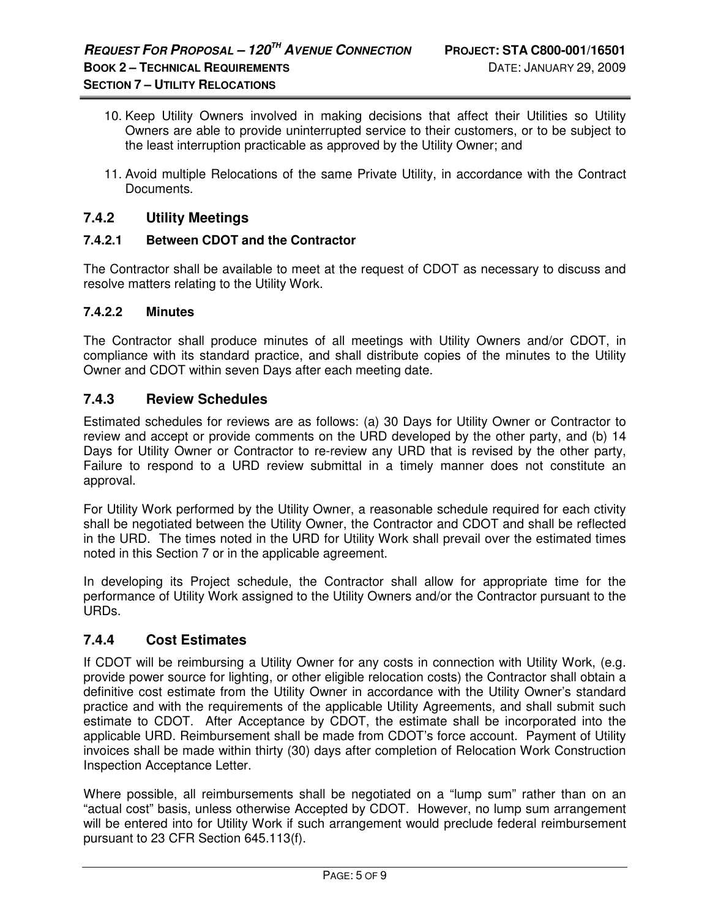10. Keep Utility Owners involved in making decisions that affect their Utilities so Utility Owners are able to provide uninterrupted service to their customers, or to be subject to the least interruption practicable as approved by the Utility Owner; and

11. Avoid multiple Relocations of the same Private Utility, in accordance with the Contract Documents.

## 7.4.2 Utility Meetings

### 7.4.2.1 Between CDOT and the Contractor

The Contractor shall be available to meet at the request of CDOT as necessary to discuss and resolve matters relating to the Utility Work.

### 7.4.2.2 Minutes

The Contractor shall produce minutes of all meetings with Utility Owners and/or CDOT, in compliance with its standard practice, and shall distribute copies of the minutes to the Utility Owner and CDOT within seven Days after each meeting date.

## 7.4.3 Review Schedules

Estimated schedules for reviews are as follows: (a) 30 Days for Utility Owner or Contractor to review and accept or provide comments on the URD developed by the other party, and (b) 14 Days for Utility Owner or Contractor to re-review any URD that is revised by the other party, Failure to respond to a URD review submittal in a timely manner does not constitute an approval.

For Utility Work performed by the Utility Owner, a reasonable schedule required for each ctivity shall be negotiated between the Utility Owner, the Contractor and CDOT and shall be reflected in the URD. The times noted in the URD for Utility Work shall prevail over the estimated times noted in this Section 7 or in the applicable agreement.

In developing its Project schedule, the Contractor shall allow for appropriate time for the performance of Utility Work assigned to the Utility Owners and/or the Contractor pursuant to the URDs.

## 7.4.4 Cost Estimates

If CDOT will be reimbursing a Utility Owner for any costs in connection with Utility Work, (e.g. provide power source for lighting, or other eligible relocation costs) the Contractor shall obtain a definitive cost estimate from the Utility Owner in accordance with the Utility Owner's standard practice and with the requirements of the applicable Utility Agreements, and shall submit such estimate to CDOT. After Acceptance by CDOT, the estimate shall be incorporated into the applicable URD. Reimbursement shall be made from CDOT's force account. Payment of Utility invoices shall be made within thirty (30) days after completion of Relocation Work Construction Inspection Acceptance Letter.

Where possible, all reimbursements shall be negotiated on a "lump sum" rather than on an "actual cost" basis, unless otherwise Accepted by CDOT. However, no lump sum arrangement will be entered into for Utility Work if such arrangement would preclude federal reimbursement pursuant to 23 CFR Section 645.113(f).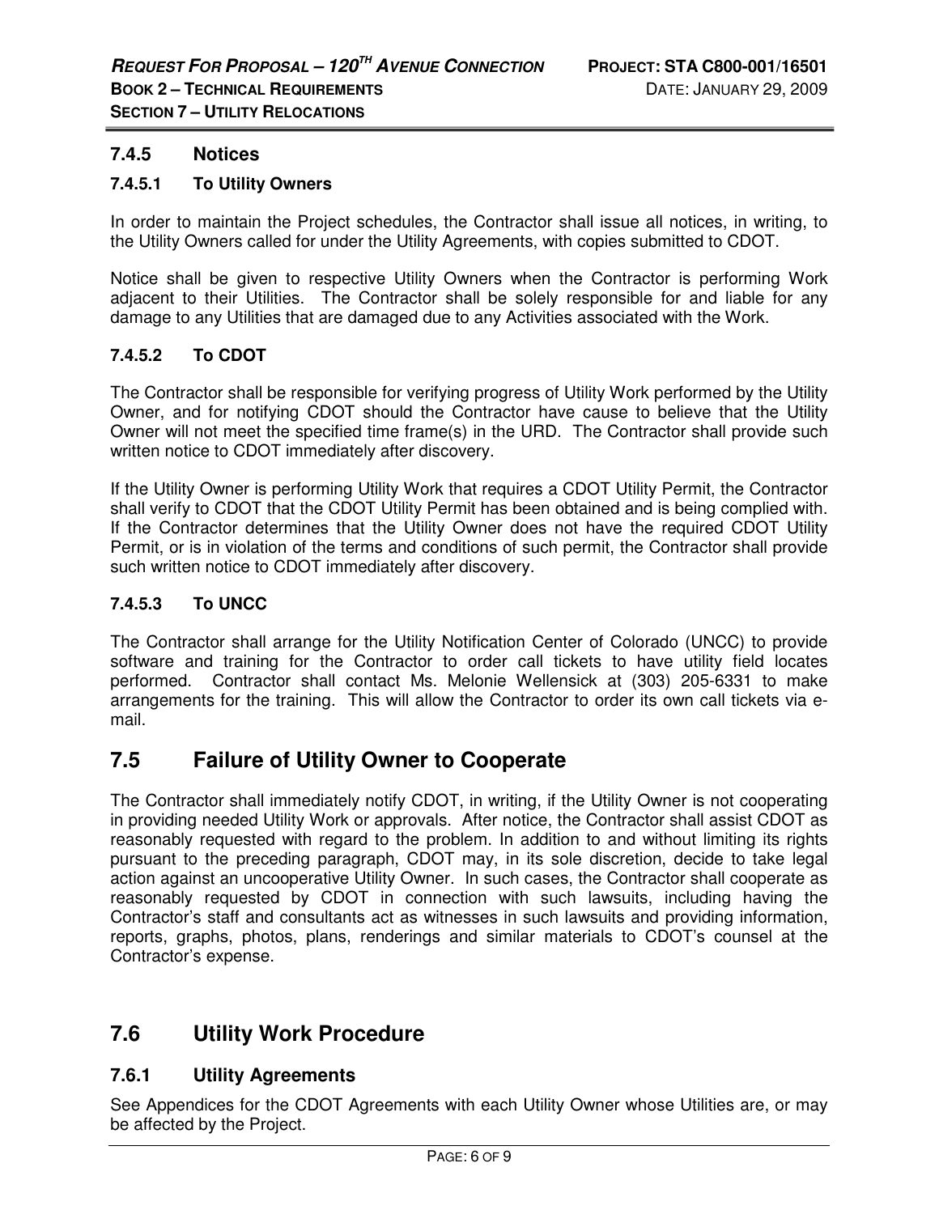### 7.4.5 Notices

#### 7.4.5.1 To Utility Owners

In order to maintain the Project schedules, the Contractor shall issue all notices, in writing, to the Utility Owners called for under the Utility Agreements, with copies submitted to CDOT.

Notice shall be given to respective Utility Owners when the Contractor is performing Work adjacent to their Utilities. The Contractor shall be solely responsible for and liable for any damage to any Utilities that are damaged due to any Activities associated with the Work.

#### 7.4.5.2 To CDOT

The Contractor shall be responsible for verifying progress of Utility Work performed by the Utility Owner, and for notifying CDOT should the Contractor have cause to believe that the Utility Owner will not meet the specified time frame(s) in the URD. The Contractor shall provide such written notice to CDOT immediately after discovery.

If the Utility Owner is performing Utility Work that requires a CDOT Utility Permit, the Contractor shall verify to CDOT that the CDOT Utility Permit has been obtained and is being complied with. If the Contractor determines that the Utility Owner does not have the required CDOT Utility Permit, or is in violation of the terms and conditions of such permit, the Contractor shall provide such written notice to CDOT immediately after discovery.

#### 7.4.5.3 To UNCC

The Contractor shall arrange for the Utility Notification Center of Colorado (UNCC) to provide software and training for the Contractor to order call tickets to have utility field locates performed. Contractor shall contact Ms. Melonie Wellensick at (303) 205-6331 to make arrangements for the training. This will allow the Contractor to order its own call tickets via e-mail.

## 7.5 Failure of Utility Owner to Cooperate

The Contractor shall immediately notify CDOT, in writing, if the Utility Owner is not cooperating in providing needed Utility Work or approvals. After notice, the Contractor shall assist CDOT as reasonably requested with regard to the problem. In addition to and without limiting its rights pursuant to the preceding paragraph, CDOT may, in its sole discretion, decide to take legal action against an uncooperative Utility Owner. In such cases, the Contractor shall cooperate as reasonably requested by CDOT in connection with such lawsuits, including having the Contractor's staff and consultants act as witnesses in such lawsuits and providing information, reports, graphs, photos, plans, renderings and similar materials to CDOT's counsel at the Contractor's expense.

## 7.6 Utility Work Procedure

### 7.6.1 Utility Agreements

See Appendices for the CDOT Agreements with each Utility Owner whose Utilities are, or may be affected by the Project.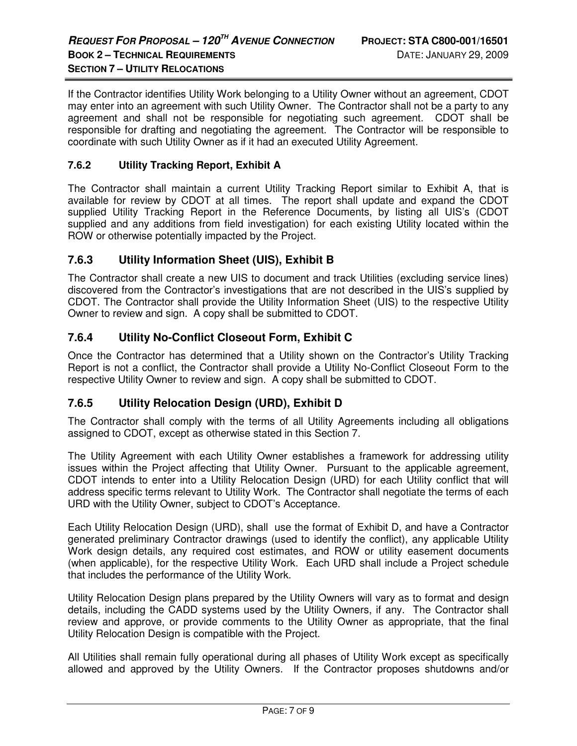If the Contractor identifies Utility Work belonging to a Utility Owner without an agreement, CDOT may enter into an agreement with such Utility Owner. The Contractor shall not be a party to any agreement and shall not be responsible for negotiating such agreement. CDOT shall be responsible for drafting and negotiating the agreement. The Contractor will be responsible to coordinate with such Utility Owner as if it had an executed Utility Agreement.

### 7.6.2 Utility Tracking Report, Exhibit A

The Contractor shall maintain a current Utility Tracking Report similar to Exhibit A, that is available for review by CDOT at all times. The report shall update and expand the CDOT supplied Utility Tracking Report in the Reference Documents, by listing all UIS's (CDOT supplied and any additions from field investigation) for each existing Utility located within the ROW or otherwise potentially impacted by the Project.

### 7.6.3 Utility Information Sheet (UIS), Exhibit B

The Contractor shall create a new UIS to document and track Utilities (excluding service lines) discovered from the Contractor's investigations that are not described in the UIS's supplied by CDOT. The Contractor shall provide the Utility Information Sheet (UIS) to the respective Utility Owner to review and sign. A copy shall be submitted to CDOT.

### 7.6.4 Utility No-Conflict Closeout Form, Exhibit C

Once the Contractor has determined that a Utility shown on the Contractor's Utility Tracking Report is not a conflict, the Contractor shall provide a Utility No-Conflict Closeout Form to the respective Utility Owner to review and sign. A copy shall be submitted to CDOT.

### 7.6.5 Utility Relocation Design (URD), Exhibit D

The Contractor shall comply with the terms of all Utility Agreements including all obligations assigned to CDOT, except as otherwise stated in this Section 7.

The Utility Agreement with each Utility Owner establishes a framework for addressing utility issues within the Project affecting that Utility Owner. Pursuant to the applicable agreement, CDOT intends to enter into a Utility Relocation Design (URD) for each Utility conflict that will address specific terms relevant to Utility Work. The Contractor shall negotiate the terms of each URD with the Utility Owner, subject to CDOT's Acceptance.

Each Utility Relocation Design (URD), shall use the format of Exhibit D, and have a Contractor generated preliminary Contractor drawings (used to identify the conflict), any applicable Utility Work design details, any required cost estimates, and ROW or utility easement documents (when applicable), for the respective Utility Work. Each URD shall include a Project schedule that includes the performance of the Utility Work.

Utility Relocation Design plans prepared by the Utility Owners will vary as to format and design details, including the CADD systems used by the Utility Owners, if any. The Contractor shall review and approve, or provide comments to the Utility Owner as appropriate, that the final Utility Relocation Design is compatible with the Project.

All Utilities shall remain fully operational during all phases of Utility Work except as specifically allowed and approved by the Utility Owners. If the Contractor proposes shutdowns and/or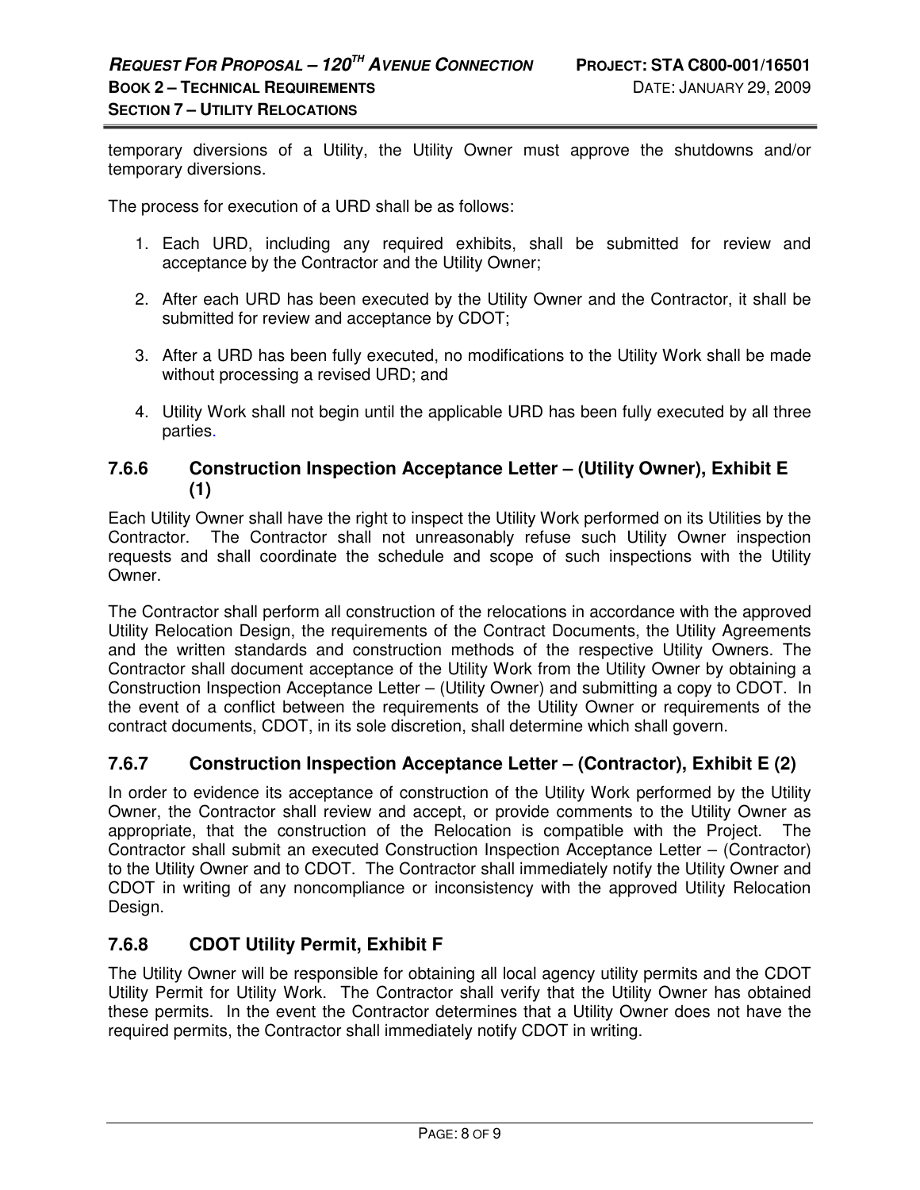temporary diversions of a Utility, the Utility Owner must approve the shutdowns and/or temporary diversions.

The process for execution of a URD shall be as follows:

1. Each URD, including any required exhibits, shall be submitted for review and acceptance by the Contractor and the Utility Owner;
2. After each URD has been executed by the Utility Owner and the Contractor, it shall be submitted for review and acceptance by CDOT;
3. After a URD has been fully executed, no modifications to the Utility Work shall be made without processing a revised URD; and
4. Utility Work shall not begin until the applicable URD has been fully executed by all three parties.

### 7.6.6 Construction Inspection Acceptance Letter – (Utility Owner), Exhibit E (1)

Each Utility Owner shall have the right to inspect the Utility Work performed on its Utilities by the Contractor. The Contractor shall not unreasonably refuse such Utility Owner inspection requests and shall coordinate the schedule and scope of such inspections with the Utility Owner.

The Contractor shall perform all construction of the relocations in accordance with the approved Utility Relocation Design, the requirements of the Contract Documents, the Utility Agreements and the written standards and construction methods of the respective Utility Owners. The Contractor shall document acceptance of the Utility Work from the Utility Owner by obtaining a Construction Inspection Acceptance Letter – (Utility Owner) and submitting a copy to CDOT. In the event of a conflict between the requirements of the Utility Owner or requirements of the contract documents, CDOT, in its sole discretion, shall determine which shall govern.

### 7.6.7 Construction Inspection Acceptance Letter – (Contractor), Exhibit E (2)

In order to evidence its acceptance of construction of the Utility Work performed by the Utility Owner, the Contractor shall review and accept, or provide comments to the Utility Owner as appropriate, that the construction of the Relocation is compatible with the Project. The Contractor shall submit an executed Construction Inspection Acceptance Letter – (Contractor) to the Utility Owner and to CDOT. The Contractor shall immediately notify the Utility Owner and CDOT in writing of any noncompliance or inconsistency with the approved Utility Relocation Design.

### 7.6.8 CDOT Utility Permit, Exhibit F

The Utility Owner will be responsible for obtaining all local agency utility permits and the CDOT Utility Permit for Utility Work. The Contractor shall verify that the Utility Owner has obtained these permits. In the event the Contractor determines that a Utility Owner does not have the required permits, the Contractor shall immediately notify CDOT in writing.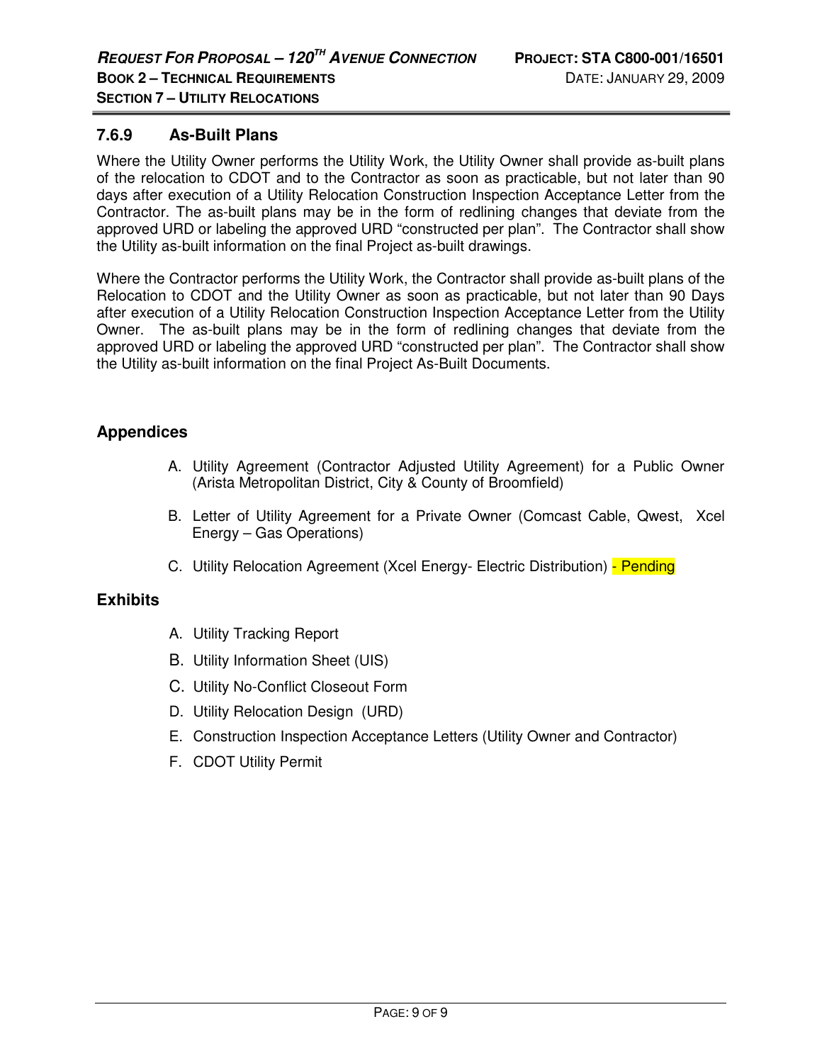### 7.6.9 As-Built Plans

Where the Utility Owner performs the Utility Work, the Utility Owner shall provide as-built plans of the relocation to CDOT and to the Contractor as soon as practicable, but not later than 90 days after execution of a Utility Relocation Construction Inspection Acceptance Letter from the Contractor. The as-built plans may be in the form of redlining changes that deviate from the approved URD or labeling the approved URD "constructed per plan". The Contractor shall show the Utility as-built information on the final Project as-built drawings.

Where the Contractor performs the Utility Work, the Contractor shall provide as-built plans of the Relocation to CDOT and the Utility Owner as soon as practicable, but not later than 90 Days after execution of a Utility Relocation Construction Inspection Acceptance Letter from the Utility Owner. The as-built plans may be in the form of redlining changes that deviate from the approved URD or labeling the approved URD "constructed per plan". The Contractor shall show the Utility as-built information on the final Project As-Built Documents.

### Appendices

A. Utility Agreement (Contractor Adjusted Utility Agreement) for a Public Owner (Arista Metropolitan District, City & County of Broomfield)

B. Letter of Utility Agreement for a Private Owner (Comcast Cable, Qwest, Xcel Energy – Gas Operations)

C. Utility Relocation Agreement (Xcel Energy- Electric Distribution) - Pending

### Exhibits

A. Utility Tracking Report

B. Utility Information Sheet (UIS)

C. Utility No-Conflict Closeout Form

D. Utility Relocation Design (URD)

E. Construction Inspection Acceptance Letters (Utility Owner and Contractor)

F. CDOT Utility Permit